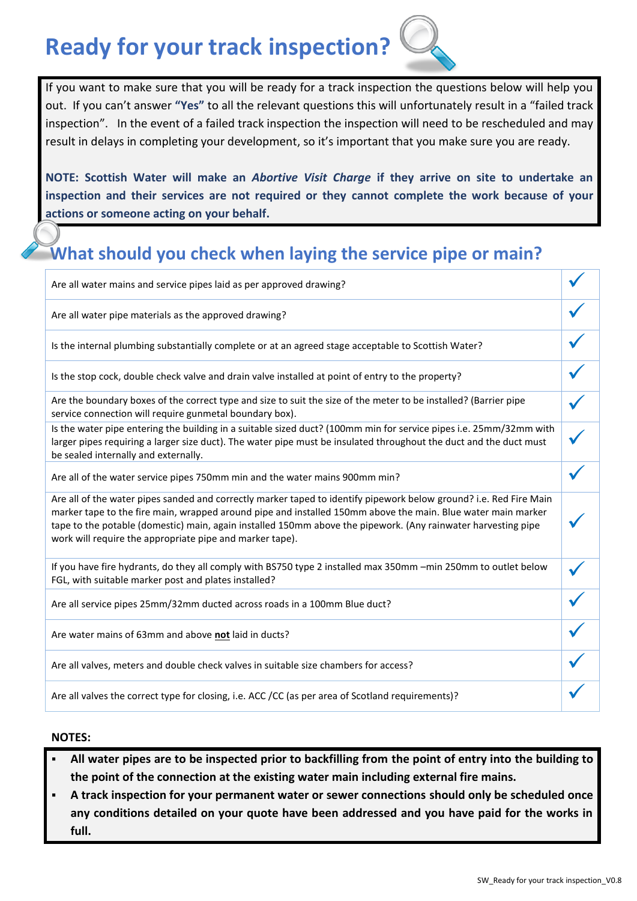# Ready for your track inspection?

If you want to make sure that you will be ready for a track inspection the questions below will help you out. If you can't answer **"Yes"** to all the relevant questions this will unfortunately result in a "failed track inspection". In the event of a failed track inspection the inspection will need to be rescheduled and may result in delays in completing your development, so it's important that you make sure you are ready.

**NOTE: Scottish Water will make an *Abortive Visit Charge* if they arrive on site to undertake an inspection and their services are not required or they cannot complete the work because of your actions or someone acting on your behalf.**

## What should you check when laying the service pipe or main?

| | |
|---|---|
| Are all water mains and service pipes laid as per approved drawing? | ✓ |
| Are all water pipe materials as the approved drawing? | ✓ |
| Is the internal plumbing substantially complete or at an agreed stage acceptable to Scottish Water? | ✓ |
| Is the stop cock, double check valve and drain valve installed at point of entry to the property? | ✓ |
| Are the boundary boxes of the correct type and size to suit the size of the meter to be installed? (Barrier pipe service connection will require gunmetal boundary box). | ✓ |
| Is the water pipe entering the building in a suitable sized duct? (100mm min for service pipes i.e. 25mm/32mm with larger pipes requiring a larger size duct). The water pipe must be insulated throughout the duct and the duct must be sealed internally and externally. | ✓ |
| Are all of the water service pipes 750mm min and the water mains 900mm min? | ✓ |
| Are all of the water pipes sanded and correctly marker taped to identify pipework below ground? i.e. Red Fire Main marker tape to the fire main, wrapped around pipe and installed 150mm above the main. Blue water main marker tape to the potable (domestic) main, again installed 150mm above the pipework. (Any rainwater harvesting pipe work will require the appropriate pipe and marker tape). | ✓ |
| If you have fire hydrants, do they all comply with BS750 type 2 installed max 350mm –min 250mm to outlet below FGL, with suitable marker post and plates installed? | ✓ |
| Are all service pipes 25mm/32mm ducted across roads in a 100mm Blue duct? | ✓ |
| Are water mains of 63mm and above **not** laid in ducts? | ✓ |
| Are all valves, meters and double check valves in suitable size chambers for access? | ✓ |
| Are all valves the correct type for closing, i.e. ACC /CC (as per area of Scotland requirements)? | ✓ |

**NOTES:**

- **All water pipes are to be inspected prior to backfilling from the point of entry into the building to the point of the connection at the existing water main including external fire mains.**
- **A track inspection for your permanent water or sewer connections should only be scheduled once any conditions detailed on your quote have been addressed and you have paid for the works in full.**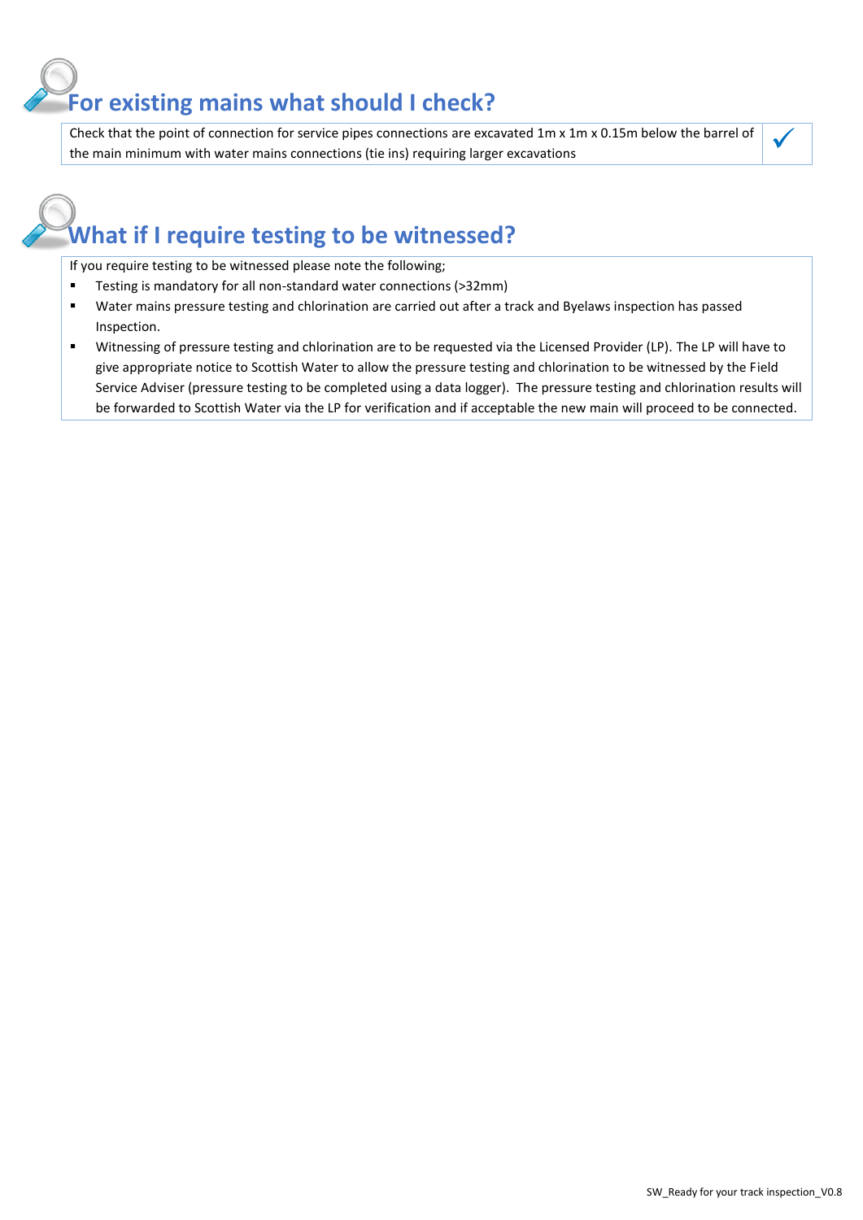## For existing mains what should I check?

| | |
|---|---|
| Check that the point of connection for service pipes connections are excavated 1m x 1m x 0.15m below the barrel of the main minimum with water mains connections (tie ins) requiring larger excavations | ✓ |

## What if I require testing to be witnessed?

If you require testing to be witnessed please note the following;

- Testing is mandatory for all non-standard water connections (>32mm)
- Water mains pressure testing and chlorination are carried out after a track and Byelaws inspection has passed Inspection.
- Witnessing of pressure testing and chlorination are to be requested via the Licensed Provider (LP). The LP will have to give appropriate notice to Scottish Water to allow the pressure testing and chlorination to be witnessed by the Field Service Adviser (pressure testing to be completed using a data logger). The pressure testing and chlorination results will be forwarded to Scottish Water via the LP for verification and if acceptable the new main will proceed to be connected.